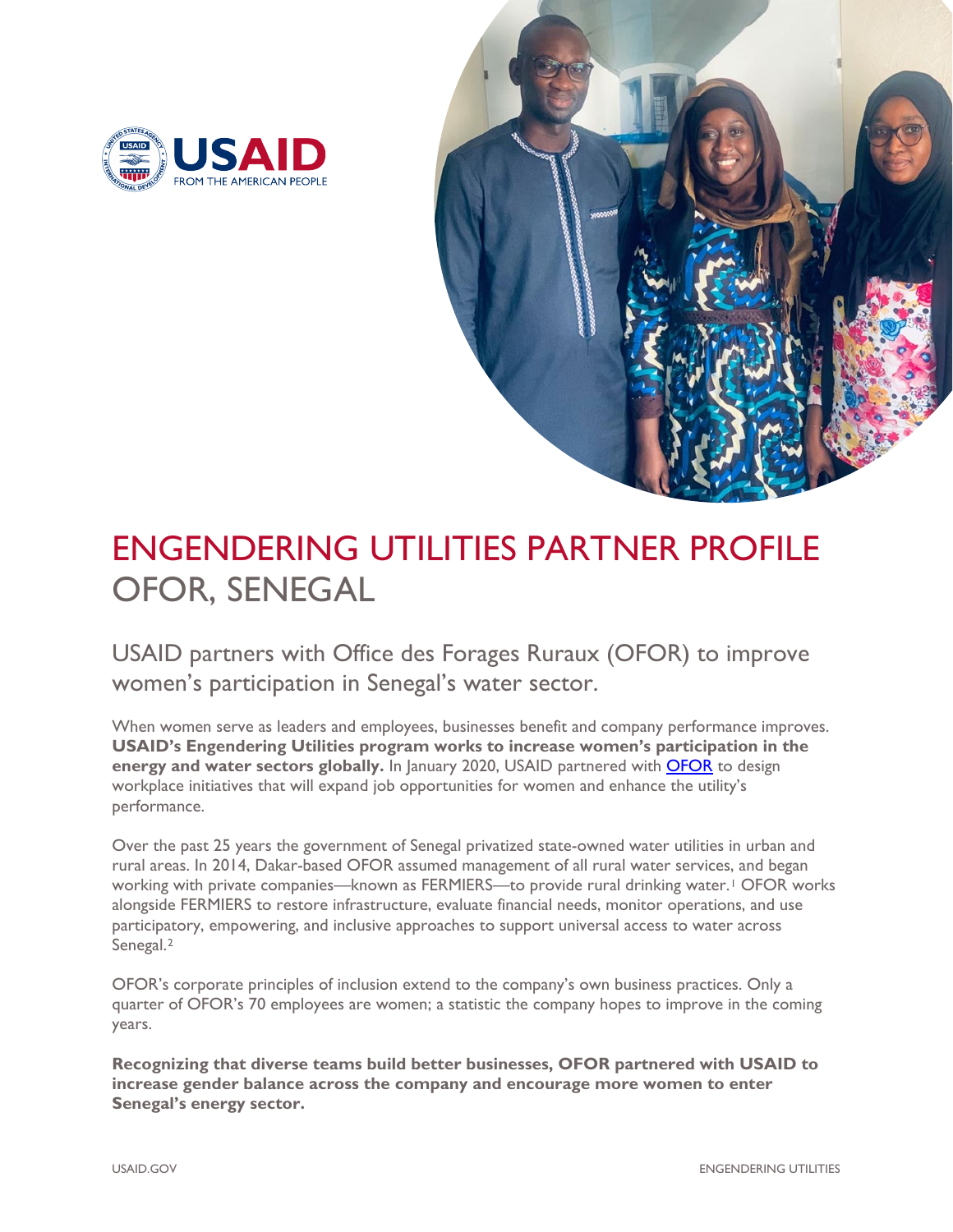# ENGENDERING UTILITIES PARTNER PROFILE
## OFOR, SENEGAL

### USAID partners with Office des Forages Ruraux (OFOR) to improve women's participation in Senegal's water sector.

When women serve as leaders and employees, businesses benefit and company performance improves. **USAID's Engendering Utilities program works to increase women's participation in the energy and water sectors globally.** In January 2020, USAID partnered with OFOR to design workplace initiatives that will expand job opportunities for women and enhance the utility's performance.

Over the past 25 years the government of Senegal privatized state-owned water utilities in urban and rural areas. In 2014, Dakar-based OFOR assumed management of all rural water services, and began working with private companies—known as FERMIERS—to provide rural drinking water.[1] OFOR works alongside FERMIERS to restore infrastructure, evaluate financial needs, monitor operations, and use participatory, empowering, and inclusive approaches to support universal access to water across Senegal.[2]

OFOR's corporate principles of inclusion extend to the company's own business practices. Only a quarter of OFOR's 70 employees are women; a statistic the company hopes to improve in the coming years.

**Recognizing that diverse teams build better businesses, OFOR partnered with USAID to increase gender balance across the company and encourage more women to enter Senegal's energy sector.**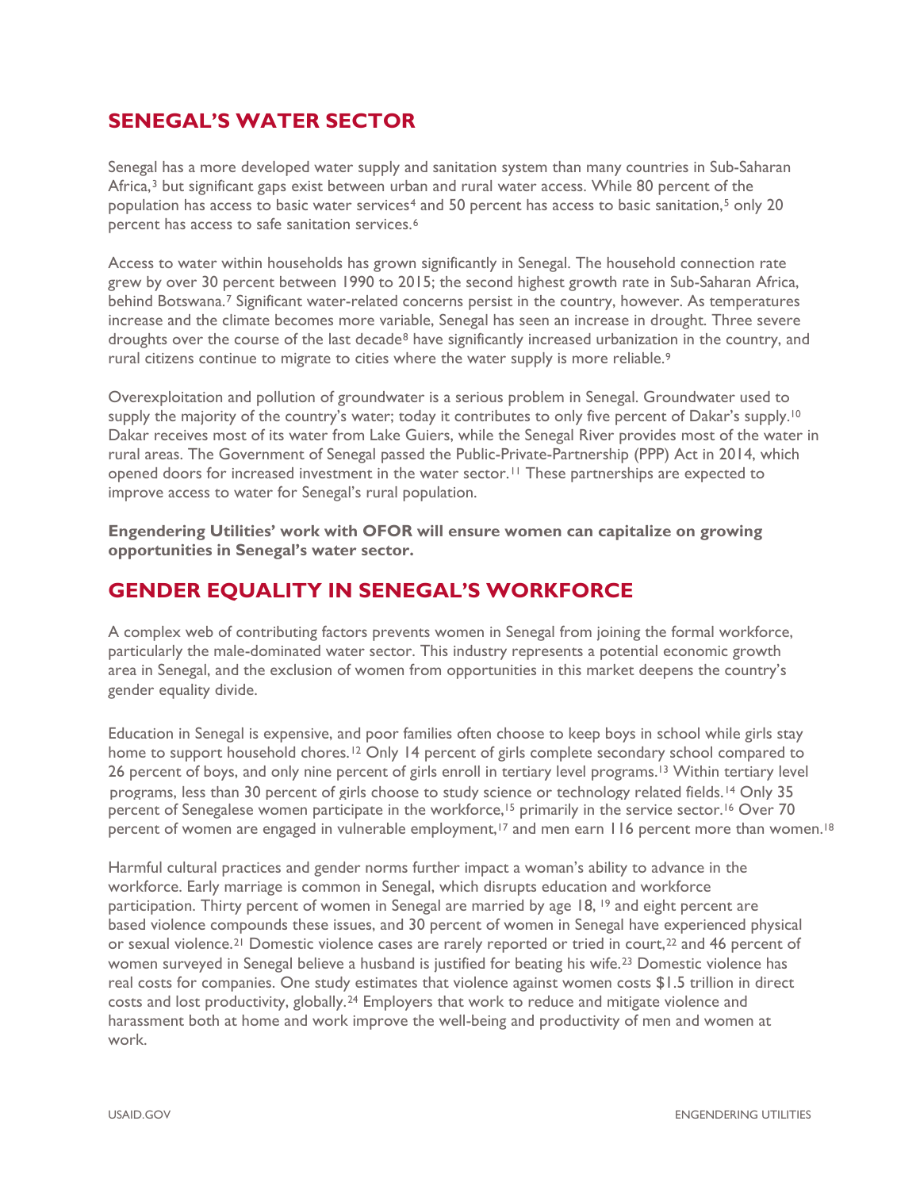## SENEGAL'S WATER SECTOR

Senegal has a more developed water supply and sanitation system than many countries in Sub-Saharan Africa,[3] but significant gaps exist between urban and rural water access. While 80 percent of the population has access to basic water services[4] and 50 percent has access to basic sanitation,[5] only 20 percent has access to safe sanitation services.[6]

Access to water within households has grown significantly in Senegal. The household connection rate grew by over 30 percent between 1990 to 2015; the second highest growth rate in Sub-Saharan Africa, behind Botswana.[7] Significant water-related concerns persist in the country, however. As temperatures increase and the climate becomes more variable, Senegal has seen an increase in drought. Three severe droughts over the course of the last decade[8] have significantly increased urbanization in the country, and rural citizens continue to migrate to cities where the water supply is more reliable.[9]

Overexploitation and pollution of groundwater is a serious problem in Senegal. Groundwater used to supply the majority of the country's water; today it contributes to only five percent of Dakar's supply.[10] Dakar receives most of its water from Lake Guiers, while the Senegal River provides most of the water in rural areas. The Government of Senegal passed the Public-Private-Partnership (PPP) Act in 2014, which opened doors for increased investment in the water sector.[11] These partnerships are expected to improve access to water for Senegal's rural population.

**Engendering Utilities' work with OFOR will ensure women can capitalize on growing opportunities in Senegal's water sector.**

## GENDER EQUALITY IN SENEGAL'S WORKFORCE

A complex web of contributing factors prevents women in Senegal from joining the formal workforce, particularly the male-dominated water sector. This industry represents a potential economic growth area in Senegal, and the exclusion of women from opportunities in this market deepens the country's gender equality divide.

Education in Senegal is expensive, and poor families often choose to keep boys in school while girls stay home to support household chores.[12] Only 14 percent of girls complete secondary school compared to 26 percent of boys, and only nine percent of girls enroll in tertiary level programs.[13] Within tertiary level programs, less than 30 percent of girls choose to study science or technology related fields.[14] Only 35 percent of Senegalese women participate in the workforce,[15] primarily in the service sector.[16] Over 70 percent of women are engaged in vulnerable employment,[17] and men earn 116 percent more than women.[18]

Harmful cultural practices and gender norms further impact a woman's ability to advance in the workforce. Early marriage is common in Senegal, which disrupts education and workforce participation. Thirty percent of women in Senegal are married by age 18, [19] and eight percent are based violence compounds these issues, and 30 percent of women in Senegal have experienced physical or sexual violence.[21] Domestic violence cases are rarely reported or tried in court,[22] and 46 percent of women surveyed in Senegal believe a husband is justified for beating his wife.[23] Domestic violence has real costs for companies. One study estimates that violence against women costs $1.5 trillion in direct costs and lost productivity, globally.[24] Employers that work to reduce and mitigate violence and harassment both at home and work improve the well-being and productivity of men and women at work.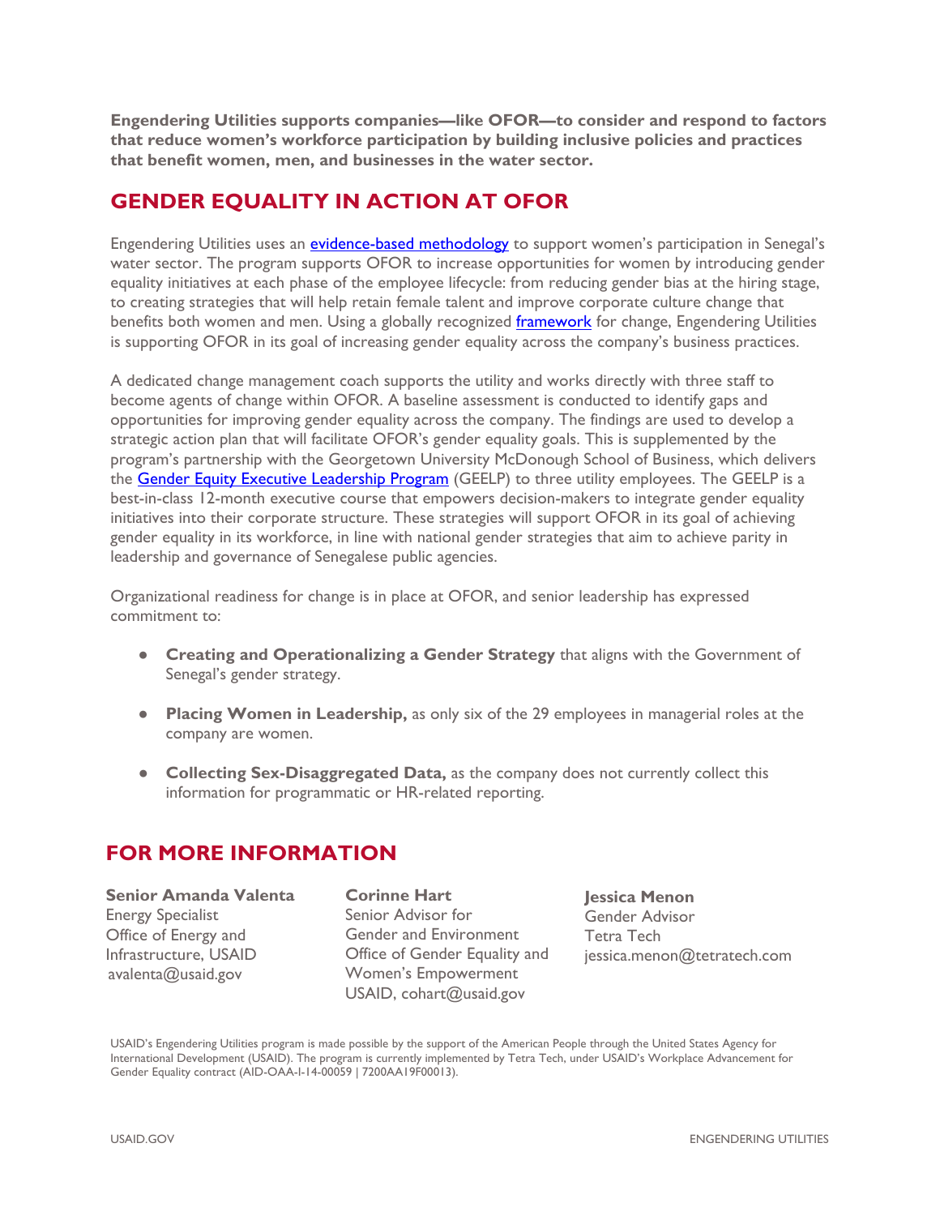**Engendering Utilities supports companies—like OFOR—to consider and respond to factors that reduce women's workforce participation by building inclusive policies and practices that benefit women, men, and businesses in the water sector.**

## GENDER EQUALITY IN ACTION AT OFOR

Engendering Utilities uses an evidence-based methodology to support women's participation in Senegal's water sector. The program supports OFOR to increase opportunities for women by introducing gender equality initiatives at each phase of the employee lifecycle: from reducing gender bias at the hiring stage, to creating strategies that will help retain female talent and improve corporate culture change that benefits both women and men. Using a globally recognized framework for change, Engendering Utilities is supporting OFOR in its goal of increasing gender equality across the company's business practices.

A dedicated change management coach supports the utility and works directly with three staff to become agents of change within OFOR. A baseline assessment is conducted to identify gaps and opportunities for improving gender equality across the company. The findings are used to develop a strategic action plan that will facilitate OFOR's gender equality goals. This is supplemented by the program's partnership with the Georgetown University McDonough School of Business, which delivers the Gender Equity Executive Leadership Program (GEELP) to three utility employees. The GEELP is a best-in-class 12-month executive course that empowers decision-makers to integrate gender equality initiatives into their corporate structure. These strategies will support OFOR in its goal of achieving gender equality in its workforce, in line with national gender strategies that aim to achieve parity in leadership and governance of Senegalese public agencies.

Organizational readiness for change is in place at OFOR, and senior leadership has expressed commitment to:

- **Creating and Operationalizing a Gender Strategy** that aligns with the Government of Senegal's gender strategy.
- **Placing Women in Leadership,** as only six of the 29 employees in managerial roles at the company are women.
- **Collecting Sex-Disaggregated Data,** as the company does not currently collect this information for programmatic or HR-related reporting.

## FOR MORE INFORMATION

**Senior Amanda Valenta**
Energy Specialist
Office of Energy and Infrastructure, USAID
avalenta@usaid.gov

**Corinne Hart**
Senior Advisor for Gender and Environment
Office of Gender Equality and Women's Empowerment
USAID, cohart@usaid.gov

**Jessica Menon**
Gender Advisor
Tetra Tech
jessica.menon@tetratech.com

USAID's Engendering Utilities program is made possible by the support of the American People through the United States Agency for International Development (USAID). The program is currently implemented by Tetra Tech, under USAID's Workplace Advancement for Gender Equality contract (AID-OAA-I-14-00059 | 7200AA19F00013).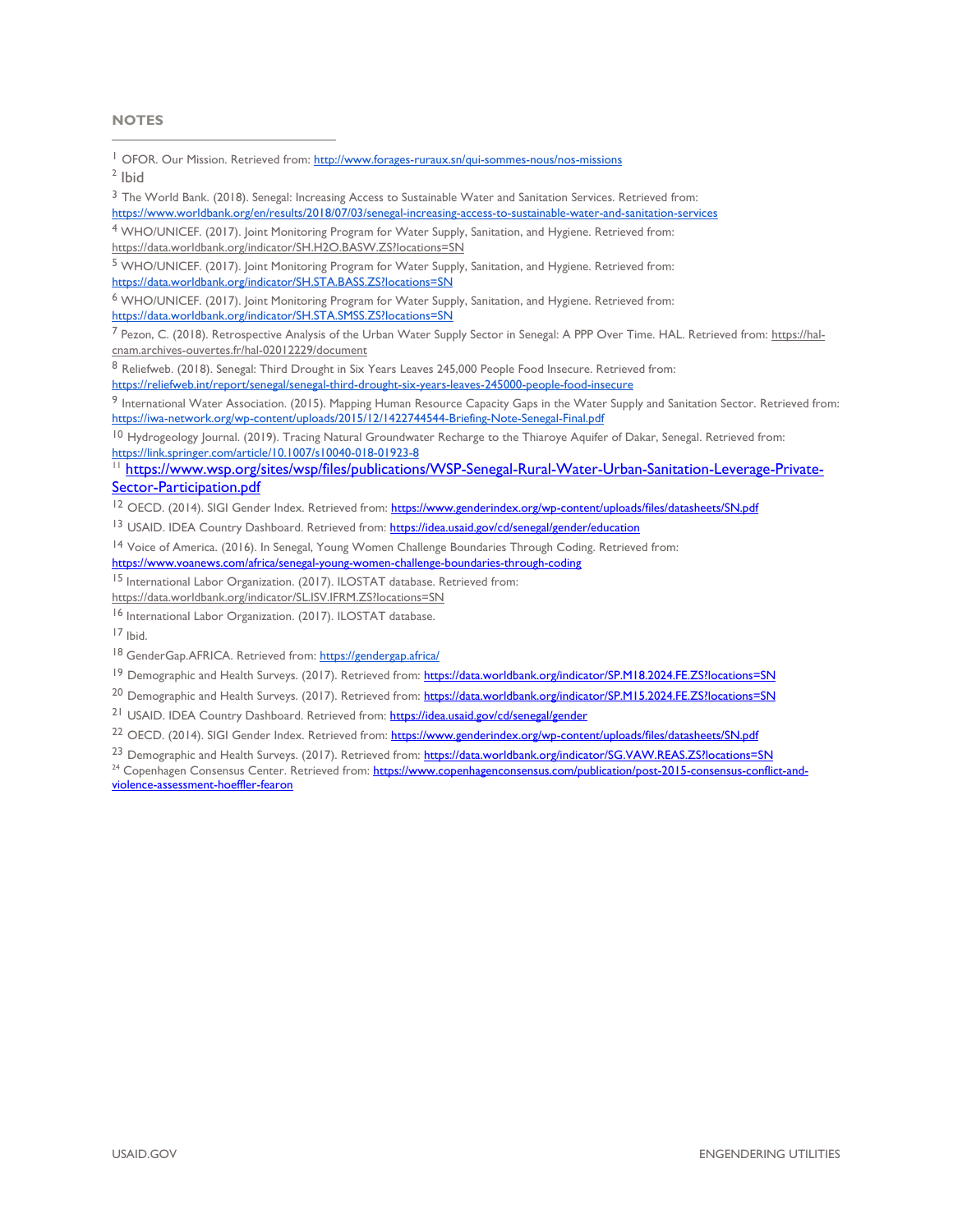## NOTES

[1] OFOR. Our Mission. Retrieved from: http://www.forages-ruraux.sn/qui-sommes-nous/nos-missions

[2] Ibid

[3] The World Bank. (2018). Senegal: Increasing Access to Sustainable Water and Sanitation Services. Retrieved from: https://www.worldbank.org/en/results/2018/07/03/senegal-increasing-access-to-sustainable-water-and-sanitation-services

[4] WHO/UNICEF. (2017). Joint Monitoring Program for Water Supply, Sanitation, and Hygiene. Retrieved from: https://data.worldbank.org/indicator/SH.H2O.BASW.ZS?locations=SN

[5] WHO/UNICEF. (2017). Joint Monitoring Program for Water Supply, Sanitation, and Hygiene. Retrieved from: https://data.worldbank.org/indicator/SH.STA.BASS.ZS?locations=SN

[6] WHO/UNICEF. (2017). Joint Monitoring Program for Water Supply, Sanitation, and Hygiene. Retrieved from: https://data.worldbank.org/indicator/SH.STA.SMSS.ZS?locations=SN

[7] Pezon, C. (2018). Retrospective Analysis of the Urban Water Supply Sector in Senegal: A PPP Over Time. HAL. Retrieved from: https://hal-cnam.archives-ouvertes.fr/hal-02012229/document

[8] Reliefweb. (2018). Senegal: Third Drought in Six Years Leaves 245,000 People Food Insecure. Retrieved from: https://reliefweb.int/report/senegal/senegal-third-drought-six-years-leaves-245000-people-food-insecure

[9] International Water Association. (2015). Mapping Human Resource Capacity Gaps in the Water Supply and Sanitation Sector. Retrieved from: https://iwa-network.org/wp-content/uploads/2015/12/1422744544-Briefing-Note-Senegal-Final.pdf

[10] Hydrogeology Journal. (2019). Tracing Natural Groundwater Recharge to the Thiaroye Aquifer of Dakar, Senegal. Retrieved from: https://link.springer.com/article/10.1007/s10040-018-01923-8

[11] https://www.wsp.org/sites/wsp/files/publications/WSP-Senegal-Rural-Water-Urban-Sanitation-Leverage-Private-Sector-Participation.pdf

[12] OECD. (2014). SIGI Gender Index. Retrieved from: https://www.genderindex.org/wp-content/uploads/files/datasheets/SN.pdf

[13] USAID. IDEA Country Dashboard. Retrieved from: https://idea.usaid.gov/cd/senegal/gender/education

[14] Voice of America. (2016). In Senegal, Young Women Challenge Boundaries Through Coding. Retrieved from: https://www.voanews.com/africa/senegal-young-women-challenge-boundaries-through-coding

[15] International Labor Organization. (2017). ILOSTAT database. Retrieved from: https://data.worldbank.org/indicator/SL.ISV.IFRM.ZS?locations=SN

[16] International Labor Organization. (2017). ILOSTAT database.

[17] Ibid.

[18] GenderGap.AFRICA. Retrieved from: https://gendergap.africa/

[19] Demographic and Health Surveys. (2017). Retrieved from: https://data.worldbank.org/indicator/SP.M18.2024.FE.ZS?locations=SN

[20] Demographic and Health Surveys. (2017). Retrieved from: https://data.worldbank.org/indicator/SP.M15.2024.FE.ZS?locations=SN

[21] USAID. IDEA Country Dashboard. Retrieved from: https://idea.usaid.gov/cd/senegal/gender

[22] OECD. (2014). SIGI Gender Index. Retrieved from: https://www.genderindex.org/wp-content/uploads/files/datasheets/SN.pdf

[23] Demographic and Health Surveys. (2017). Retrieved from: https://data.worldbank.org/indicator/SG.VAW.REAS.ZS?locations=SN

[24] Copenhagen Consensus Center. Retrieved from: https://www.copenhagenconsensus.com/publication/post-2015-consensus-conflict-and-violence-assessment-hoeffler-fearon